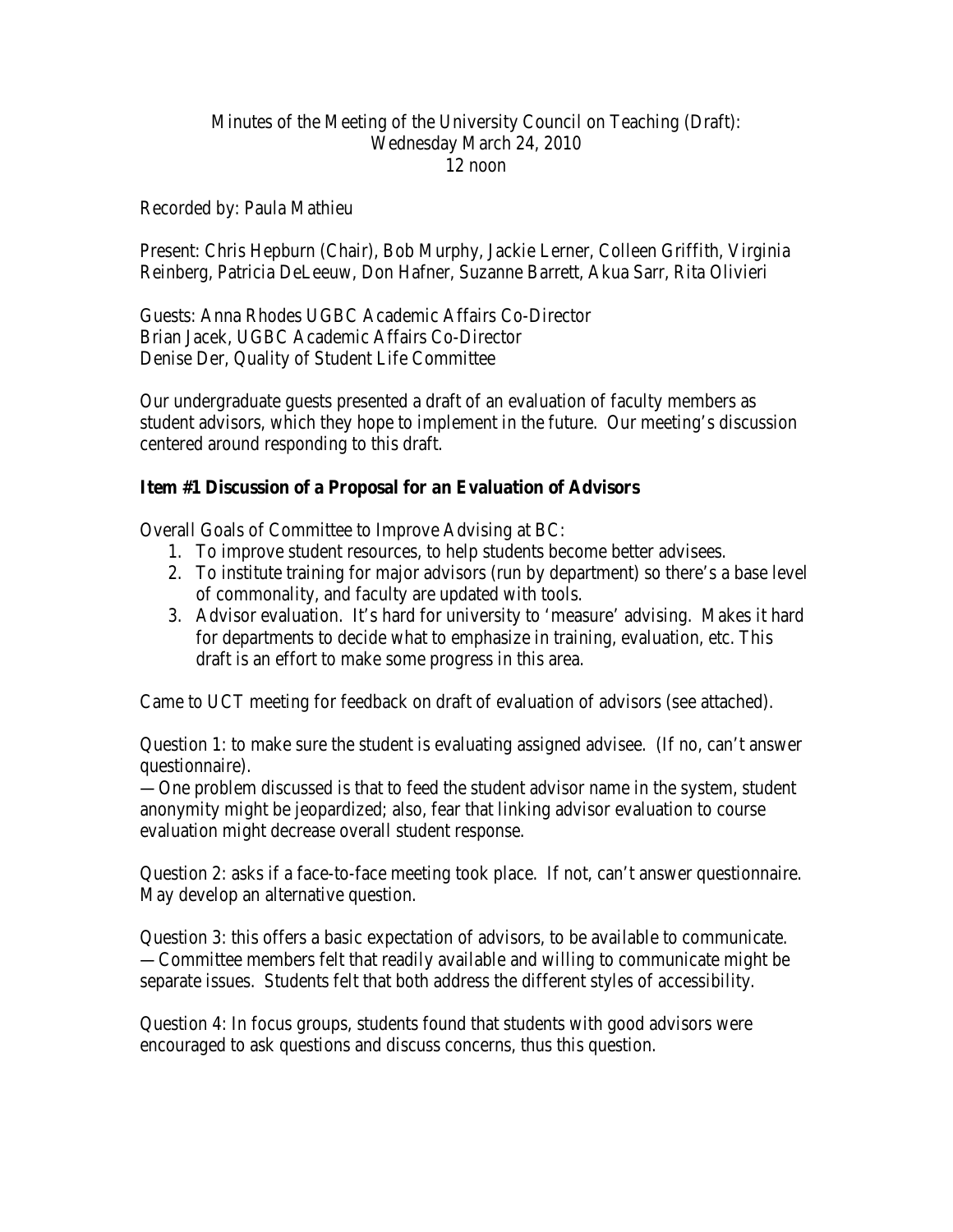Minutes of the Meeting of the University Council on Teaching (Draft):
Wednesday March 24, 2010
12 noon

Recorded by: Paula Mathieu

Present: Chris Hepburn (Chair), Bob Murphy, Jackie Lerner, Colleen Griffith, Virginia Reinberg, Patricia DeLeeuw, Don Hafner, Suzanne Barrett, Akua Sarr, Rita Olivieri

Guests: Anna Rhodes UGBC Academic Affairs Co-Director
Brian Jacek, UGBC Academic Affairs Co-Director
Denise Der, Quality of Student Life Committee

Our undergraduate guests presented a draft of an evaluation of faculty members as student advisors, which they hope to implement in the future. Our meeting's discussion centered around responding to this draft.

**Item #1 Discussion of a Proposal for an Evaluation of Advisors**

Overall Goals of Committee to Improve Advising at BC:

1. To improve student resources, to help students become better advisees.
2. To institute training for major advisors (run by department) so there's a base level of commonality, and faculty are updated with tools.
3. Advisor evaluation. It's hard for university to 'measure' advising. Makes it hard for departments to decide what to emphasize in training, evaluation, etc. This draft is an effort to make some progress in this area.

Came to UCT meeting for feedback on draft of evaluation of advisors (see attached).

Question 1: to make sure the student is evaluating assigned advisee. (If no, can't answer questionnaire).
—One problem discussed is that to feed the student advisor name in the system, student anonymity might be jeopardized; also, fear that linking advisor evaluation to course evaluation might decrease overall student response.

Question 2: asks if a face-to-face meeting took place. If not, can't answer questionnaire. May develop an alternative question.

Question 3: this offers a basic expectation of advisors, to be available to communicate.
—Committee members felt that readily available and willing to communicate might be separate issues. Students felt that both address the different styles of accessibility.

Question 4: In focus groups, students found that students with good advisors were encouraged to ask questions and discuss concerns, thus this question.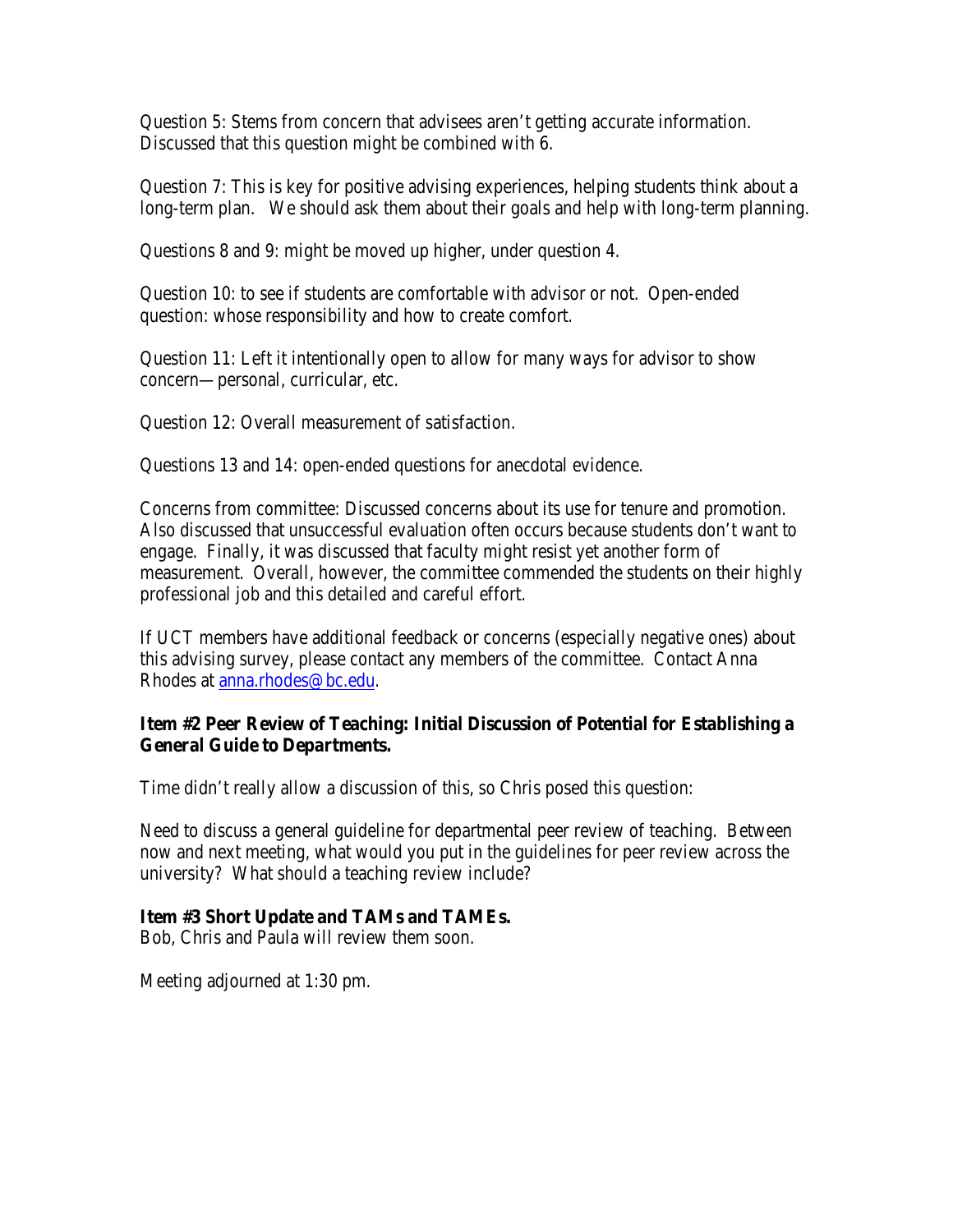Question 5: Stems from concern that advisees aren't getting accurate information. Discussed that this question might be combined with 6.

Question 7: This is key for positive advising experiences, helping students think about a long-term plan. We should ask them about their goals and help with long-term planning.

Questions 8 and 9: might be moved up higher, under question 4.

Question 10: to see if students are comfortable with advisor or not. Open-ended question: whose responsibility and how to create comfort.

Question 11: Left it intentionally open to allow for many ways for advisor to show concern—personal, curricular, etc.

Question 12: Overall measurement of satisfaction.

Questions 13 and 14: open-ended questions for anecdotal evidence.

Concerns from committee: Discussed concerns about its use for tenure and promotion. Also discussed that unsuccessful evaluation often occurs because students don't want to engage. Finally, it was discussed that faculty might resist yet another form of measurement. Overall, however, the committee commended the students on their highly professional job and this detailed and careful effort.

If UCT members have additional feedback or concerns (especially negative ones) about this advising survey, please contact any members of the committee. Contact Anna Rhodes at anna.rhodes@bc.edu.

**Item #2 Peer Review of Teaching: Initial Discussion of Potential for Establishing a General Guide to Departments.**

Time didn't really allow a discussion of this, so Chris posed this question:

Need to discuss a general guideline for departmental peer review of teaching. Between now and next meeting, what would you put in the guidelines for peer review across the university? What should a teaching review include?

**Item #3 Short Update and TAMs and TAMEs.**
Bob, Chris and Paula will review them soon.

Meeting adjourned at 1:30 pm.